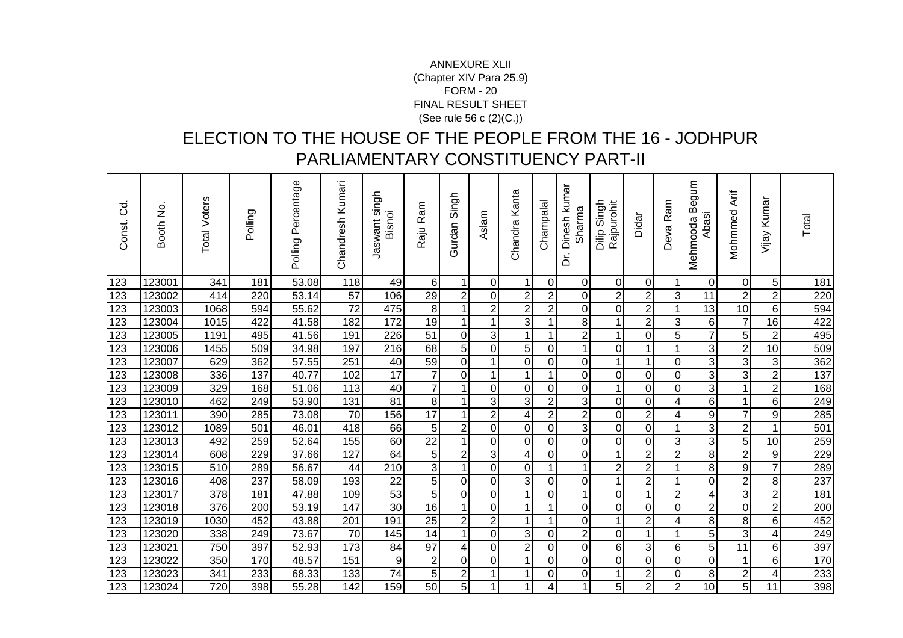ANNEXURE XLII
(Chapter XIV Para 25.9)
FORM - 20
FINAL RESULT SHEET
(See rule 56 c (2)(C.))

# ELECTION TO THE HOUSE OF THE PEOPLE FROM THE 16 - JODHPUR PARLIAMENTARY CONSTITUENCY PART-II

| Const. Cd. | Booth No. | Total Voters | Polling | Polling Percentage | Chandresh Kumari | Jaswant singh Bisnoi | Raju Ram | Gurdan Singh | Aslam | Chandra Kanta | Champalal | Dr. Dinesh kumar Sharma | Dilip Singh Rajpurohit | Didar | Deva Ram | Mehmooda Begum Abasi | Mohmmed Arif | Vijay Kumar | Total |
|---|---|---|---|---|---|---|---|---|---|---|---|---|---|---|---|---|---|---|---|
| 123 | 123001 | 341 | 181 | 53.08 | 118 | 49 | 6 | 1 | 0 | 1 | 0 | 0 | 0 | 0 | 1 | 0 | 0 | 5 | 181 |
| 123 | 123002 | 414 | 220 | 53.14 | 57 | 106 | 29 | 2 | 0 | 2 | 2 | 0 | 2 | 2 | 3 | 11 | 2 | 2 | 220 |
| 123 | 123003 | 1068 | 594 | 55.62 | 72 | 475 | 8 | 1 | 2 | 2 | 2 | 0 | 0 | 2 | 1 | 13 | 10 | 6 | 594 |
| 123 | 123004 | 1015 | 422 | 41.58 | 182 | 172 | 19 | 1 | 1 | 3 | 1 | 8 | 1 | 2 | 3 | 6 | 7 | 16 | 422 |
| 123 | 123005 | 1191 | 495 | 41.56 | 191 | 226 | 51 | 0 | 3 | 1 | 1 | 2 | 1 | 0 | 5 | 7 | 5 | 2 | 495 |
| 123 | 123006 | 1455 | 509 | 34.98 | 197 | 216 | 68 | 5 | 0 | 5 | 0 | 1 | 0 | 1 | 1 | 3 | 2 | 10 | 509 |
| 123 | 123007 | 629 | 362 | 57.55 | 251 | 40 | 59 | 0 | 1 | 0 | 0 | 0 | 1 | 1 | 0 | 3 | 3 | 3 | 362 |
| 123 | 123008 | 336 | 137 | 40.77 | 102 | 17 | 7 | 0 | 1 | 1 | 1 | 0 | 0 | 0 | 0 | 3 | 3 | 2 | 137 |
| 123 | 123009 | 329 | 168 | 51.06 | 113 | 40 | 7 | 1 | 0 | 0 | 0 | 0 | 1 | 0 | 0 | 3 | 1 | 2 | 168 |
| 123 | 123010 | 462 | 249 | 53.90 | 131 | 81 | 8 | 1 | 3 | 3 | 2 | 3 | 0 | 0 | 4 | 6 | 1 | 6 | 249 |
| 123 | 123011 | 390 | 285 | 73.08 | 70 | 156 | 17 | 1 | 2 | 4 | 2 | 2 | 0 | 2 | 4 | 9 | 7 | 9 | 285 |
| 123 | 123012 | 1089 | 501 | 46.01 | 418 | 66 | 5 | 2 | 0 | 0 | 0 | 3 | 0 | 0 | 1 | 3 | 2 | 1 | 501 |
| 123 | 123013 | 492 | 259 | 52.64 | 155 | 60 | 22 | 1 | 0 | 0 | 0 | 0 | 0 | 0 | 3 | 3 | 5 | 10 | 259 |
| 123 | 123014 | 608 | 229 | 37.66 | 127 | 64 | 5 | 2 | 3 | 4 | 0 | 0 | 1 | 2 | 2 | 8 | 2 | 9 | 229 |
| 123 | 123015 | 510 | 289 | 56.67 | 44 | 210 | 3 | 1 | 0 | 0 | 1 | 1 | 2 | 2 | 1 | 8 | 9 | 7 | 289 |
| 123 | 123016 | 408 | 237 | 58.09 | 193 | 22 | 5 | 0 | 0 | 3 | 0 | 0 | 1 | 2 | 1 | 0 | 2 | 8 | 237 |
| 123 | 123017 | 378 | 181 | 47.88 | 109 | 53 | 5 | 0 | 0 | 1 | 0 | 1 | 0 | 1 | 2 | 4 | 3 | 2 | 181 |
| 123 | 123018 | 376 | 200 | 53.19 | 147 | 30 | 16 | 1 | 0 | 1 | 1 | 0 | 0 | 0 | 0 | 2 | 0 | 2 | 200 |
| 123 | 123019 | 1030 | 452 | 43.88 | 201 | 191 | 25 | 2 | 2 | 1 | 1 | 0 | 1 | 2 | 4 | 8 | 8 | 6 | 452 |
| 123 | 123020 | 338 | 249 | 73.67 | 70 | 145 | 14 | 1 | 0 | 3 | 0 | 2 | 0 | 1 | 1 | 5 | 3 | 4 | 249 |
| 123 | 123021 | 750 | 397 | 52.93 | 173 | 84 | 97 | 4 | 0 | 2 | 0 | 0 | 6 | 3 | 6 | 5 | 11 | 6 | 397 |
| 123 | 123022 | 350 | 170 | 48.57 | 151 | 9 | 2 | 0 | 0 | 1 | 0 | 0 | 0 | 0 | 0 | 0 | 1 | 6 | 170 |
| 123 | 123023 | 341 | 233 | 68.33 | 133 | 74 | 5 | 2 | 1 | 1 | 0 | 0 | 1 | 2 | 0 | 8 | 2 | 4 | 233 |
| 123 | 123024 | 720 | 398 | 55.28 | 142 | 159 | 50 | 5 | 1 | 1 | 4 | 1 | 5 | 2 | 2 | 10 | 5 | 11 | 398 |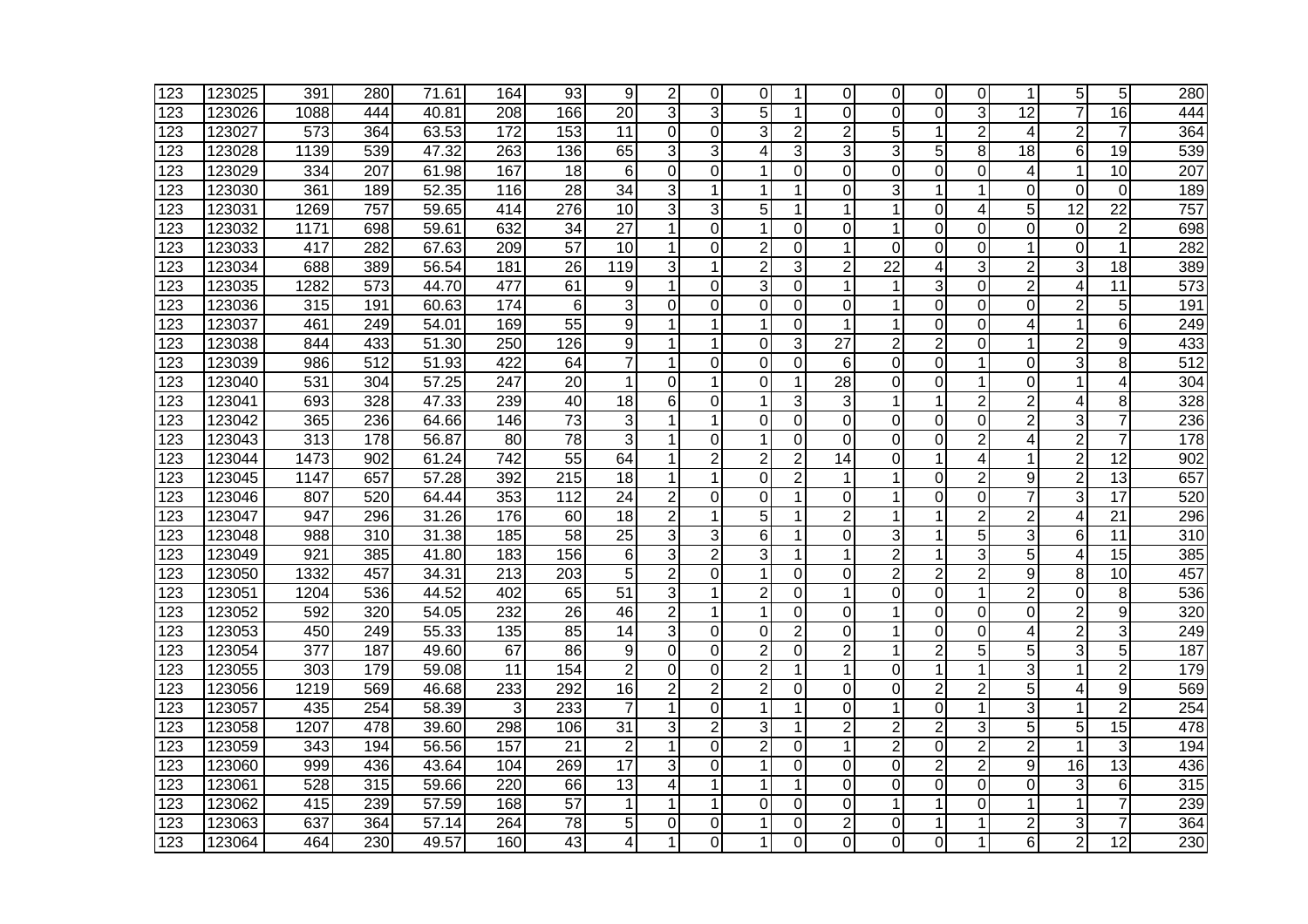| | | | | | | | | | | | | | | | | | | | |
|---|---|---|---|---|---|---|---|---|---|---|---|---|---|---|---|---|---|---|---|
| 123 | 123025 | 391 | 280 | 71.61 | 164 | 93 | 9 | 2 | 0 | 0 | 1 | 0 | 0 | 0 | 0 | 1 | 5 | 5 | 280 |
| 123 | 123026 | 1088 | 444 | 40.81 | 208 | 166 | 20 | 3 | 3 | 5 | 1 | 0 | 0 | 0 | 3 | 12 | 7 | 16 | 444 |
| 123 | 123027 | 573 | 364 | 63.53 | 172 | 153 | 11 | 0 | 0 | 3 | 2 | 2 | 5 | 1 | 2 | 4 | 2 | 7 | 364 |
| 123 | 123028 | 1139 | 539 | 47.32 | 263 | 136 | 65 | 3 | 3 | 4 | 3 | 3 | 3 | 5 | 8 | 18 | 6 | 19 | 539 |
| 123 | 123029 | 334 | 207 | 61.98 | 167 | 18 | 6 | 0 | 0 | 1 | 0 | 0 | 0 | 0 | 0 | 4 | 1 | 10 | 207 |
| 123 | 123030 | 361 | 189 | 52.35 | 116 | 28 | 34 | 3 | 1 | 1 | 1 | 0 | 3 | 1 | 1 | 0 | 0 | 0 | 189 |
| 123 | 123031 | 1269 | 757 | 59.65 | 414 | 276 | 10 | 3 | 3 | 5 | 1 | 1 | 1 | 0 | 4 | 5 | 12 | 22 | 757 |
| 123 | 123032 | 1171 | 698 | 59.61 | 632 | 34 | 27 | 1 | 0 | 1 | 0 | 0 | 1 | 0 | 0 | 0 | 0 | 2 | 698 |
| 123 | 123033 | 417 | 282 | 67.63 | 209 | 57 | 10 | 1 | 0 | 2 | 0 | 1 | 0 | 0 | 0 | 1 | 0 | 1 | 282 |
| 123 | 123034 | 688 | 389 | 56.54 | 181 | 26 | 119 | 3 | 1 | 2 | 3 | 2 | 22 | 4 | 3 | 2 | 3 | 18 | 389 |
| 123 | 123035 | 1282 | 573 | 44.70 | 477 | 61 | 9 | 1 | 0 | 3 | 0 | 1 | 1 | 3 | 0 | 2 | 4 | 11 | 573 |
| 123 | 123036 | 315 | 191 | 60.63 | 174 | 6 | 3 | 0 | 0 | 0 | 0 | 0 | 1 | 0 | 0 | 0 | 2 | 5 | 191 |
| 123 | 123037 | 461 | 249 | 54.01 | 169 | 55 | 9 | 1 | 1 | 1 | 0 | 1 | 1 | 0 | 0 | 4 | 1 | 6 | 249 |
| 123 | 123038 | 844 | 433 | 51.30 | 250 | 126 | 9 | 1 | 1 | 0 | 3 | 27 | 2 | 2 | 0 | 1 | 2 | 9 | 433 |
| 123 | 123039 | 986 | 512 | 51.93 | 422 | 64 | 7 | 1 | 0 | 0 | 0 | 6 | 0 | 0 | 1 | 0 | 3 | 8 | 512 |
| 123 | 123040 | 531 | 304 | 57.25 | 247 | 20 | 1 | 0 | 1 | 0 | 1 | 28 | 0 | 0 | 1 | 0 | 1 | 4 | 304 |
| 123 | 123041 | 693 | 328 | 47.33 | 239 | 40 | 18 | 6 | 0 | 1 | 3 | 3 | 1 | 1 | 2 | 2 | 4 | 8 | 328 |
| 123 | 123042 | 365 | 236 | 64.66 | 146 | 73 | 3 | 1 | 1 | 0 | 0 | 0 | 0 | 0 | 0 | 2 | 3 | 7 | 236 |
| 123 | 123043 | 313 | 178 | 56.87 | 80 | 78 | 3 | 1 | 0 | 1 | 0 | 0 | 0 | 0 | 2 | 4 | 2 | 7 | 178 |
| 123 | 123044 | 1473 | 902 | 61.24 | 742 | 55 | 64 | 1 | 2 | 2 | 2 | 14 | 0 | 1 | 4 | 1 | 2 | 12 | 902 |
| 123 | 123045 | 1147 | 657 | 57.28 | 392 | 215 | 18 | 1 | 1 | 0 | 2 | 1 | 1 | 0 | 2 | 9 | 2 | 13 | 657 |
| 123 | 123046 | 807 | 520 | 64.44 | 353 | 112 | 24 | 2 | 0 | 0 | 1 | 0 | 1 | 0 | 0 | 7 | 3 | 17 | 520 |
| 123 | 123047 | 947 | 296 | 31.26 | 176 | 60 | 18 | 2 | 1 | 5 | 1 | 2 | 1 | 1 | 2 | 2 | 4 | 21 | 296 |
| 123 | 123048 | 988 | 310 | 31.38 | 185 | 58 | 25 | 3 | 3 | 6 | 1 | 0 | 3 | 1 | 5 | 3 | 6 | 11 | 310 |
| 123 | 123049 | 921 | 385 | 41.80 | 183 | 156 | 6 | 3 | 2 | 3 | 1 | 1 | 2 | 1 | 3 | 5 | 4 | 15 | 385 |
| 123 | 123050 | 1332 | 457 | 34.31 | 213 | 203 | 5 | 2 | 0 | 1 | 0 | 0 | 2 | 2 | 2 | 9 | 8 | 10 | 457 |
| 123 | 123051 | 1204 | 536 | 44.52 | 402 | 65 | 51 | 3 | 1 | 2 | 0 | 1 | 0 | 0 | 1 | 2 | 0 | 8 | 536 |
| 123 | 123052 | 592 | 320 | 54.05 | 232 | 26 | 46 | 2 | 1 | 1 | 0 | 0 | 1 | 0 | 0 | 0 | 2 | 9 | 320 |
| 123 | 123053 | 450 | 249 | 55.33 | 135 | 85 | 14 | 3 | 0 | 0 | 2 | 0 | 1 | 0 | 0 | 4 | 2 | 3 | 249 |
| 123 | 123054 | 377 | 187 | 49.60 | 67 | 86 | 9 | 0 | 0 | 2 | 0 | 2 | 1 | 2 | 5 | 5 | 3 | 5 | 187 |
| 123 | 123055 | 303 | 179 | 59.08 | 11 | 154 | 2 | 0 | 0 | 2 | 1 | 1 | 0 | 1 | 1 | 3 | 1 | 2 | 179 |
| 123 | 123056 | 1219 | 569 | 46.68 | 233 | 292 | 16 | 2 | 2 | 2 | 0 | 0 | 0 | 2 | 2 | 5 | 4 | 9 | 569 |
| 123 | 123057 | 435 | 254 | 58.39 | 3 | 233 | 7 | 1 | 0 | 1 | 1 | 0 | 1 | 0 | 1 | 3 | 1 | 2 | 254 |
| 123 | 123058 | 1207 | 478 | 39.60 | 298 | 106 | 31 | 3 | 2 | 3 | 1 | 2 | 2 | 2 | 3 | 5 | 5 | 15 | 478 |
| 123 | 123059 | 343 | 194 | 56.56 | 157 | 21 | 2 | 1 | 0 | 2 | 0 | 1 | 2 | 0 | 2 | 2 | 1 | 3 | 194 |
| 123 | 123060 | 999 | 436 | 43.64 | 104 | 269 | 17 | 3 | 0 | 1 | 0 | 0 | 0 | 2 | 2 | 9 | 16 | 13 | 436 |
| 123 | 123061 | 528 | 315 | 59.66 | 220 | 66 | 13 | 4 | 1 | 1 | 1 | 0 | 0 | 0 | 0 | 0 | 3 | 6 | 315 |
| 123 | 123062 | 415 | 239 | 57.59 | 168 | 57 | 1 | 1 | 1 | 0 | 0 | 0 | 1 | 1 | 0 | 1 | 1 | 7 | 239 |
| 123 | 123063 | 637 | 364 | 57.14 | 264 | 78 | 5 | 0 | 0 | 1 | 0 | 2 | 0 | 1 | 1 | 2 | 3 | 7 | 364 |
| 123 | 123064 | 464 | 230 | 49.57 | 160 | 43 | 4 | 1 | 0 | 1 | 0 | 0 | 0 | 0 | 1 | 6 | 2 | 12 | 230 |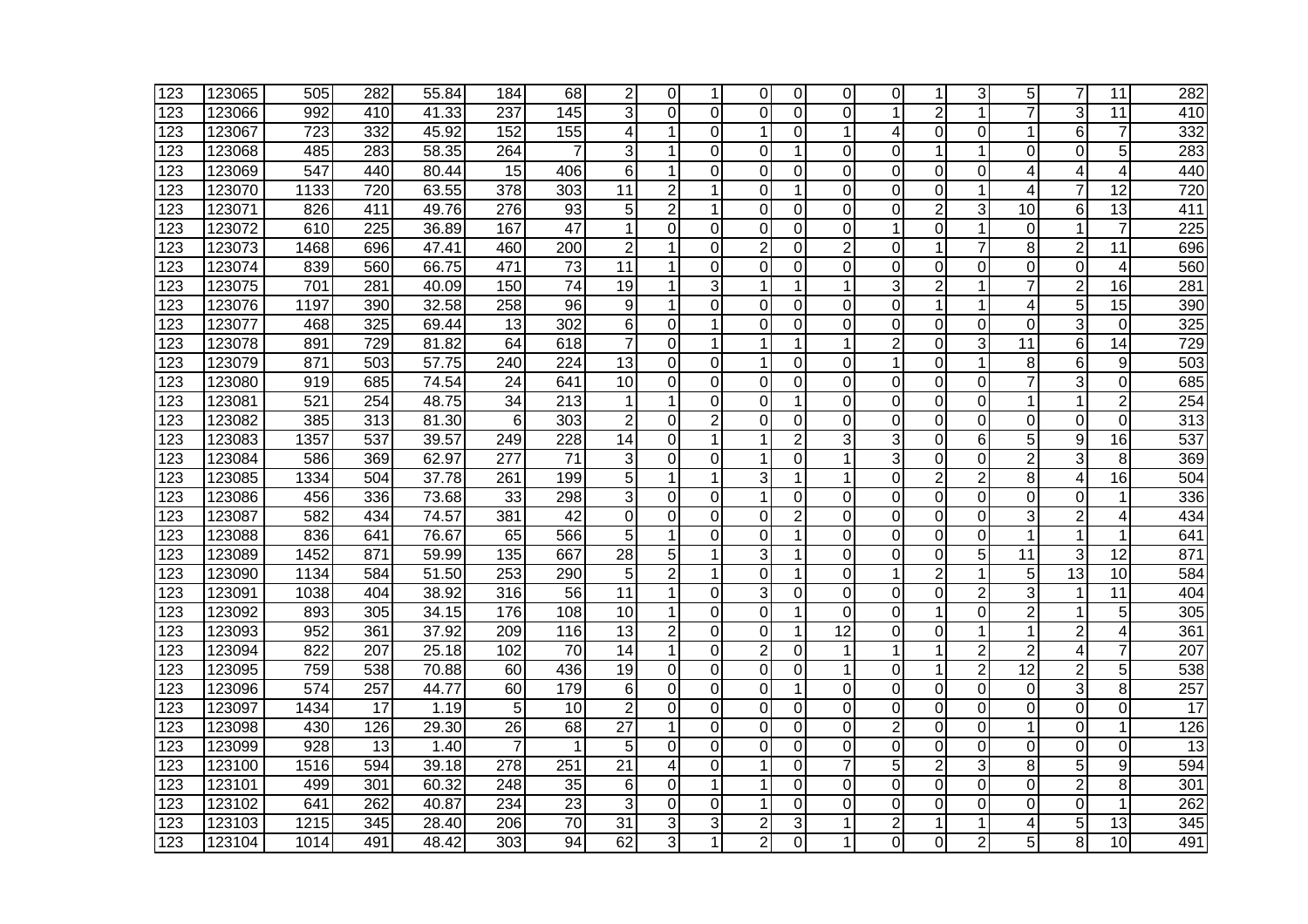| | | | | | | | | | | | | | | | | | | | |
|---|---|---|---|---|---|---|---|---|---|---|---|---|---|---|---|---|---|---|---|
| 123 | 123065 | 505 | 282 | 55.84 | 184 | 68 | 2 | 0 | 1 | 0 | 0 | 0 | 0 | 1 | 3 | 5 | 7 | 11 | 282 |
| 123 | 123066 | 992 | 410 | 41.33 | 237 | 145 | 3 | 0 | 0 | 0 | 0 | 0 | 1 | 2 | 1 | 7 | 3 | 11 | 410 |
| 123 | 123067 | 723 | 332 | 45.92 | 152 | 155 | 4 | 1 | 0 | 1 | 0 | 1 | 4 | 0 | 0 | 1 | 6 | 7 | 332 |
| 123 | 123068 | 485 | 283 | 58.35 | 264 | 7 | 3 | 1 | 0 | 0 | 1 | 0 | 0 | 1 | 1 | 0 | 0 | 5 | 283 |
| 123 | 123069 | 547 | 440 | 80.44 | 15 | 406 | 6 | 1 | 0 | 0 | 0 | 0 | 0 | 0 | 0 | 4 | 4 | 4 | 440 |
| 123 | 123070 | 1133 | 720 | 63.55 | 378 | 303 | 11 | 2 | 1 | 0 | 1 | 0 | 0 | 0 | 1 | 4 | 7 | 12 | 720 |
| 123 | 123071 | 826 | 411 | 49.76 | 276 | 93 | 5 | 2 | 1 | 0 | 0 | 0 | 0 | 2 | 3 | 10 | 6 | 13 | 411 |
| 123 | 123072 | 610 | 225 | 36.89 | 167 | 47 | 1 | 0 | 0 | 0 | 0 | 0 | 1 | 0 | 1 | 0 | 1 | 7 | 225 |
| 123 | 123073 | 1468 | 696 | 47.41 | 460 | 200 | 2 | 1 | 0 | 2 | 0 | 2 | 0 | 1 | 7 | 8 | 2 | 11 | 696 |
| 123 | 123074 | 839 | 560 | 66.75 | 471 | 73 | 11 | 1 | 0 | 0 | 0 | 0 | 0 | 0 | 0 | 0 | 0 | 4 | 560 |
| 123 | 123075 | 701 | 281 | 40.09 | 150 | 74 | 19 | 1 | 3 | 1 | 1 | 1 | 3 | 2 | 1 | 7 | 2 | 16 | 281 |
| 123 | 123076 | 1197 | 390 | 32.58 | 258 | 96 | 9 | 1 | 0 | 0 | 0 | 0 | 0 | 1 | 1 | 4 | 5 | 15 | 390 |
| 123 | 123077 | 468 | 325 | 69.44 | 13 | 302 | 6 | 0 | 1 | 0 | 0 | 0 | 0 | 0 | 0 | 0 | 3 | 0 | 325 |
| 123 | 123078 | 891 | 729 | 81.82 | 64 | 618 | 7 | 0 | 1 | 1 | 1 | 1 | 2 | 0 | 3 | 11 | 6 | 14 | 729 |
| 123 | 123079 | 871 | 503 | 57.75 | 240 | 224 | 13 | 0 | 0 | 1 | 0 | 0 | 1 | 0 | 1 | 8 | 6 | 9 | 503 |
| 123 | 123080 | 919 | 685 | 74.54 | 24 | 641 | 10 | 0 | 0 | 0 | 0 | 0 | 0 | 0 | 0 | 7 | 3 | 0 | 685 |
| 123 | 123081 | 521 | 254 | 48.75 | 34 | 213 | 1 | 1 | 0 | 0 | 1 | 0 | 0 | 0 | 0 | 1 | 1 | 2 | 254 |
| 123 | 123082 | 385 | 313 | 81.30 | 6 | 303 | 2 | 0 | 2 | 0 | 0 | 0 | 0 | 0 | 0 | 0 | 0 | 0 | 313 |
| 123 | 123083 | 1357 | 537 | 39.57 | 249 | 228 | 14 | 0 | 1 | 1 | 2 | 3 | 3 | 0 | 6 | 5 | 9 | 16 | 537 |
| 123 | 123084 | 586 | 369 | 62.97 | 277 | 71 | 3 | 0 | 0 | 1 | 0 | 1 | 3 | 0 | 0 | 2 | 3 | 8 | 369 |
| 123 | 123085 | 1334 | 504 | 37.78 | 261 | 199 | 5 | 1 | 1 | 3 | 1 | 1 | 0 | 2 | 2 | 8 | 4 | 16 | 504 |
| 123 | 123086 | 456 | 336 | 73.68 | 33 | 298 | 3 | 0 | 0 | 1 | 0 | 0 | 0 | 0 | 0 | 0 | 0 | 1 | 336 |
| 123 | 123087 | 582 | 434 | 74.57 | 381 | 42 | 0 | 0 | 0 | 0 | 2 | 0 | 0 | 0 | 0 | 3 | 2 | 4 | 434 |
| 123 | 123088 | 836 | 641 | 76.67 | 65 | 566 | 5 | 1 | 0 | 0 | 1 | 0 | 0 | 0 | 0 | 1 | 1 | 1 | 641 |
| 123 | 123089 | 1452 | 871 | 59.99 | 135 | 667 | 28 | 5 | 1 | 3 | 1 | 0 | 0 | 0 | 5 | 11 | 3 | 12 | 871 |
| 123 | 123090 | 1134 | 584 | 51.50 | 253 | 290 | 5 | 2 | 1 | 0 | 1 | 0 | 1 | 2 | 1 | 5 | 13 | 10 | 584 |
| 123 | 123091 | 1038 | 404 | 38.92 | 316 | 56 | 11 | 1 | 0 | 3 | 0 | 0 | 0 | 0 | 2 | 3 | 1 | 11 | 404 |
| 123 | 123092 | 893 | 305 | 34.15 | 176 | 108 | 10 | 1 | 0 | 0 | 1 | 0 | 0 | 1 | 0 | 2 | 1 | 5 | 305 |
| 123 | 123093 | 952 | 361 | 37.92 | 209 | 116 | 13 | 2 | 0 | 0 | 1 | 12 | 0 | 0 | 1 | 1 | 2 | 4 | 361 |
| 123 | 123094 | 822 | 207 | 25.18 | 102 | 70 | 14 | 1 | 0 | 2 | 0 | 1 | 1 | 1 | 2 | 2 | 4 | 7 | 207 |
| 123 | 123095 | 759 | 538 | 70.88 | 60 | 436 | 19 | 0 | 0 | 0 | 0 | 1 | 0 | 1 | 2 | 12 | 2 | 5 | 538 |
| 123 | 123096 | 574 | 257 | 44.77 | 60 | 179 | 6 | 0 | 0 | 0 | 1 | 0 | 0 | 0 | 0 | 0 | 3 | 8 | 257 |
| 123 | 123097 | 1434 | 17 | 1.19 | 5 | 10 | 2 | 0 | 0 | 0 | 0 | 0 | 0 | 0 | 0 | 0 | 0 | 0 | 17 |
| 123 | 123098 | 430 | 126 | 29.30 | 26 | 68 | 27 | 1 | 0 | 0 | 0 | 0 | 2 | 0 | 0 | 1 | 0 | 1 | 126 |
| 123 | 123099 | 928 | 13 | 1.40 | 7 | 1 | 5 | 0 | 0 | 0 | 0 | 0 | 0 | 0 | 0 | 0 | 0 | 0 | 13 |
| 123 | 123100 | 1516 | 594 | 39.18 | 278 | 251 | 21 | 4 | 0 | 1 | 0 | 7 | 5 | 2 | 3 | 8 | 5 | 9 | 594 |
| 123 | 123101 | 499 | 301 | 60.32 | 248 | 35 | 6 | 0 | 1 | 1 | 0 | 0 | 0 | 0 | 0 | 0 | 2 | 8 | 301 |
| 123 | 123102 | 641 | 262 | 40.87 | 234 | 23 | 3 | 0 | 0 | 1 | 0 | 0 | 0 | 0 | 0 | 0 | 0 | 1 | 262 |
| 123 | 123103 | 1215 | 345 | 28.40 | 206 | 70 | 31 | 3 | 3 | 2 | 3 | 1 | 2 | 1 | 1 | 4 | 5 | 13 | 345 |
| 123 | 123104 | 1014 | 491 | 48.42 | 303 | 94 | 62 | 3 | 1 | 2 | 0 | 1 | 0 | 0 | 2 | 5 | 8 | 10 | 491 |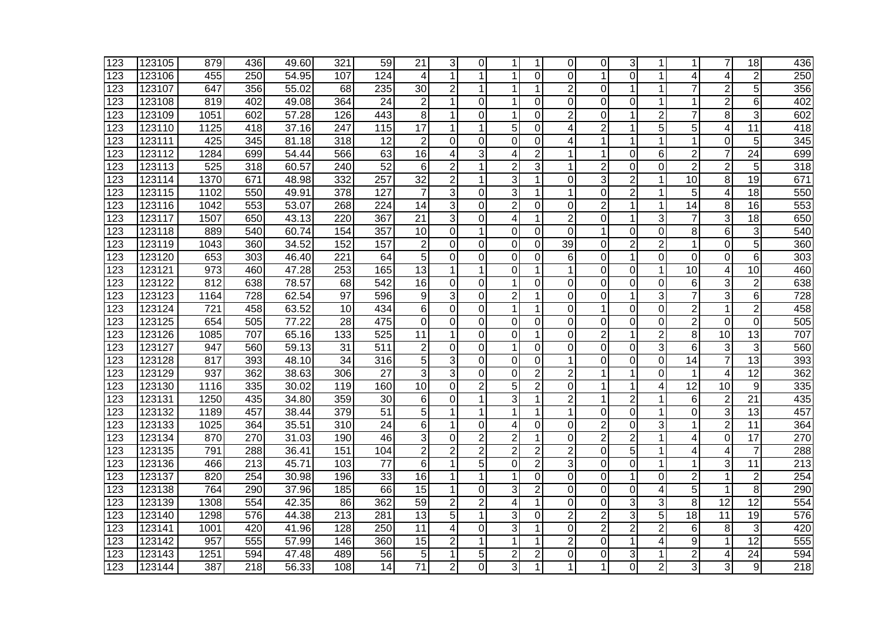| | | | | | | | | | | | | | | | | | | | |
|---|---|---|---|---|---|---|---|---|---|---|---|---|---|---|---|---|---|---|---|
| 123 | 123105 | 879 | 436 | 49.60 | 321 | 59 | 21 | 3 | 0 | 1 | 1 | 0 | 0 | 3 | 1 | 1 | 7 | 18 | 436 |
| 123 | 123106 | 455 | 250 | 54.95 | 107 | 124 | 4 | 1 | 1 | 1 | 0 | 0 | 1 | 0 | 1 | 4 | 4 | 2 | 250 |
| 123 | 123107 | 647 | 356 | 55.02 | 68 | 235 | 30 | 2 | 1 | 1 | 1 | 2 | 0 | 1 | 1 | 7 | 2 | 5 | 356 |
| 123 | 123108 | 819 | 402 | 49.08 | 364 | 24 | 2 | 1 | 0 | 1 | 0 | 0 | 0 | 0 | 1 | 1 | 2 | 6 | 402 |
| 123 | 123109 | 1051 | 602 | 57.28 | 126 | 443 | 8 | 1 | 0 | 1 | 0 | 2 | 0 | 1 | 2 | 7 | 8 | 3 | 602 |
| 123 | 123110 | 1125 | 418 | 37.16 | 247 | 115 | 17 | 1 | 1 | 5 | 0 | 4 | 2 | 1 | 5 | 5 | 4 | 11 | 418 |
| 123 | 123111 | 425 | 345 | 81.18 | 318 | 12 | 2 | 0 | 0 | 0 | 0 | 4 | 1 | 1 | 1 | 1 | 0 | 5 | 345 |
| 123 | 123112 | 1284 | 699 | 54.44 | 566 | 63 | 16 | 4 | 3 | 4 | 2 | 1 | 1 | 0 | 6 | 2 | 7 | 24 | 699 |
| 123 | 123113 | 525 | 318 | 60.57 | 240 | 52 | 6 | 2 | 1 | 2 | 3 | 1 | 2 | 0 | 0 | 2 | 2 | 5 | 318 |
| 123 | 123114 | 1370 | 671 | 48.98 | 332 | 257 | 32 | 2 | 1 | 3 | 1 | 0 | 3 | 2 | 1 | 10 | 8 | 19 | 671 |
| 123 | 123115 | 1102 | 550 | 49.91 | 378 | 127 | 7 | 3 | 0 | 3 | 1 | 1 | 0 | 2 | 1 | 5 | 4 | 18 | 550 |
| 123 | 123116 | 1042 | 553 | 53.07 | 268 | 224 | 14 | 3 | 0 | 2 | 0 | 0 | 2 | 1 | 1 | 14 | 8 | 16 | 553 |
| 123 | 123117 | 1507 | 650 | 43.13 | 220 | 367 | 21 | 3 | 0 | 4 | 1 | 2 | 0 | 1 | 3 | 7 | 3 | 18 | 650 |
| 123 | 123118 | 889 | 540 | 60.74 | 154 | 357 | 10 | 0 | 1 | 0 | 0 | 0 | 1 | 0 | 0 | 8 | 6 | 3 | 540 |
| 123 | 123119 | 1043 | 360 | 34.52 | 152 | 157 | 2 | 0 | 0 | 0 | 0 | 39 | 0 | 2 | 2 | 1 | 0 | 5 | 360 |
| 123 | 123120 | 653 | 303 | 46.40 | 221 | 64 | 5 | 0 | 0 | 0 | 0 | 6 | 0 | 1 | 0 | 0 | 0 | 6 | 303 |
| 123 | 123121 | 973 | 460 | 47.28 | 253 | 165 | 13 | 1 | 1 | 0 | 1 | 1 | 0 | 0 | 1 | 10 | 4 | 10 | 460 |
| 123 | 123122 | 812 | 638 | 78.57 | 68 | 542 | 16 | 0 | 0 | 1 | 0 | 0 | 0 | 0 | 0 | 6 | 3 | 2 | 638 |
| 123 | 123123 | 1164 | 728 | 62.54 | 97 | 596 | 9 | 3 | 0 | 2 | 1 | 0 | 0 | 1 | 3 | 7 | 3 | 6 | 728 |
| 123 | 123124 | 721 | 458 | 63.52 | 10 | 434 | 6 | 0 | 0 | 1 | 1 | 0 | 1 | 0 | 0 | 2 | 1 | 2 | 458 |
| 123 | 123125 | 654 | 505 | 77.22 | 28 | 475 | 0 | 0 | 0 | 0 | 0 | 0 | 0 | 0 | 0 | 2 | 0 | 0 | 505 |
| 123 | 123126 | 1085 | 707 | 65.16 | 133 | 525 | 11 | 1 | 0 | 0 | 1 | 0 | 2 | 1 | 2 | 8 | 10 | 13 | 707 |
| 123 | 123127 | 947 | 560 | 59.13 | 31 | 511 | 2 | 0 | 0 | 1 | 0 | 0 | 0 | 0 | 3 | 6 | 3 | 3 | 560 |
| 123 | 123128 | 817 | 393 | 48.10 | 34 | 316 | 5 | 3 | 0 | 0 | 0 | 1 | 0 | 0 | 0 | 14 | 7 | 13 | 393 |
| 123 | 123129 | 937 | 362 | 38.63 | 306 | 27 | 3 | 3 | 0 | 0 | 2 | 2 | 1 | 1 | 0 | 1 | 4 | 12 | 362 |
| 123 | 123130 | 1116 | 335 | 30.02 | 119 | 160 | 10 | 0 | 2 | 5 | 2 | 0 | 1 | 1 | 4 | 12 | 10 | 9 | 335 |
| 123 | 123131 | 1250 | 435 | 34.80 | 359 | 30 | 6 | 0 | 1 | 3 | 1 | 2 | 1 | 2 | 1 | 6 | 2 | 21 | 435 |
| 123 | 123132 | 1189 | 457 | 38.44 | 379 | 51 | 5 | 1 | 1 | 1 | 1 | 1 | 0 | 0 | 1 | 0 | 3 | 13 | 457 |
| 123 | 123133 | 1025 | 364 | 35.51 | 310 | 24 | 6 | 1 | 0 | 4 | 0 | 0 | 2 | 0 | 3 | 1 | 2 | 11 | 364 |
| 123 | 123134 | 870 | 270 | 31.03 | 190 | 46 | 3 | 0 | 2 | 2 | 1 | 0 | 2 | 2 | 1 | 4 | 0 | 17 | 270 |
| 123 | 123135 | 791 | 288 | 36.41 | 151 | 104 | 2 | 2 | 2 | 2 | 2 | 2 | 0 | 5 | 1 | 4 | 4 | 7 | 288 |
| 123 | 123136 | 466 | 213 | 45.71 | 103 | 77 | 6 | 1 | 5 | 0 | 2 | 3 | 0 | 0 | 1 | 1 | 3 | 11 | 213 |
| 123 | 123137 | 820 | 254 | 30.98 | 196 | 33 | 16 | 1 | 1 | 1 | 0 | 0 | 0 | 1 | 0 | 2 | 1 | 2 | 254 |
| 123 | 123138 | 764 | 290 | 37.96 | 185 | 66 | 15 | 1 | 0 | 3 | 2 | 0 | 0 | 0 | 4 | 5 | 1 | 8 | 290 |
| 123 | 123139 | 1308 | 554 | 42.35 | 86 | 362 | 59 | 2 | 2 | 4 | 1 | 0 | 0 | 3 | 3 | 8 | 12 | 12 | 554 |
| 123 | 123140 | 1298 | 576 | 44.38 | 213 | 281 | 13 | 5 | 1 | 3 | 0 | 2 | 2 | 3 | 5 | 18 | 11 | 19 | 576 |
| 123 | 123141 | 1001 | 420 | 41.96 | 128 | 250 | 11 | 4 | 0 | 3 | 1 | 0 | 2 | 2 | 2 | 6 | 8 | 3 | 420 |
| 123 | 123142 | 957 | 555 | 57.99 | 146 | 360 | 15 | 2 | 1 | 1 | 1 | 2 | 0 | 1 | 4 | 9 | 1 | 12 | 555 |
| 123 | 123143 | 1251 | 594 | 47.48 | 489 | 56 | 5 | 1 | 5 | 2 | 2 | 0 | 0 | 3 | 1 | 2 | 4 | 24 | 594 |
| 123 | 123144 | 387 | 218 | 56.33 | 108 | 14 | 71 | 2 | 0 | 3 | 1 | 1 | 1 | 0 | 2 | 3 | 3 | 9 | 218 |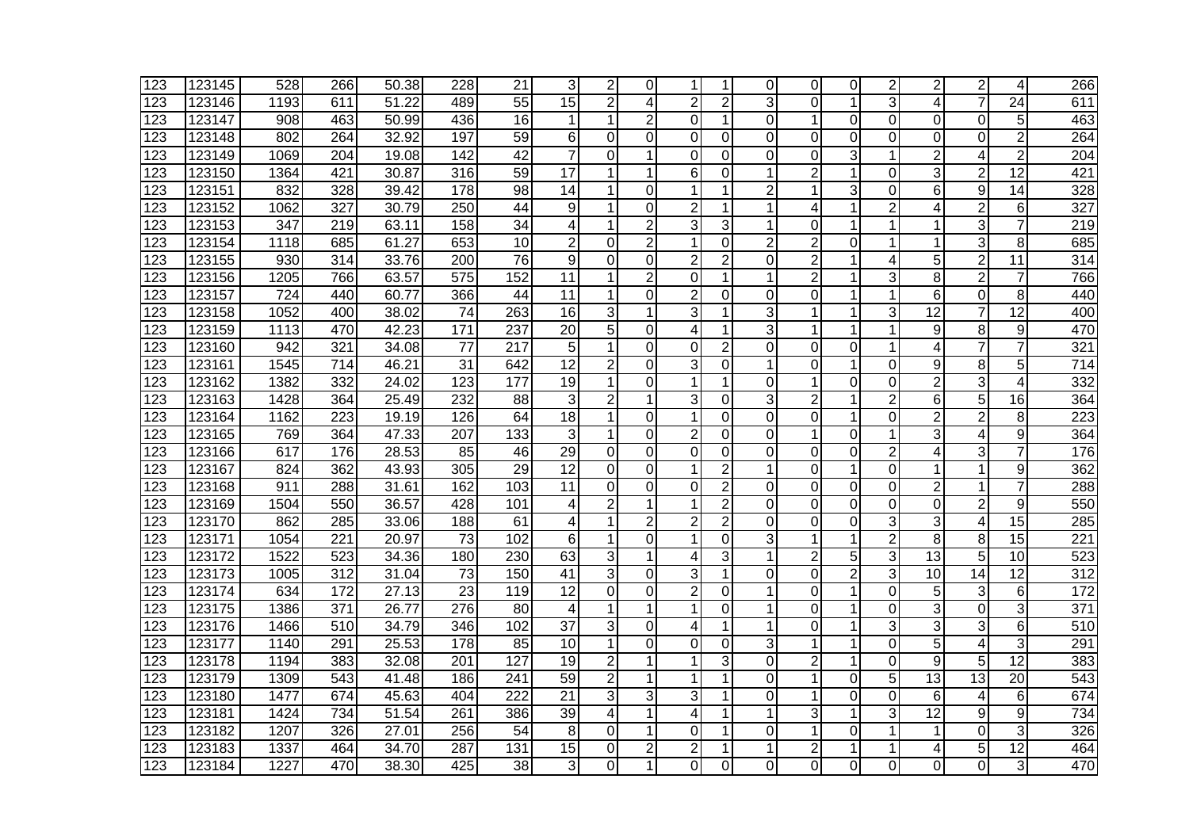| | | | | | | | | | | | | | | | | | | | | |
|---|---|---|---|---|---|---|---|---|---|---|---|---|---|---|---|---|---|---|---|---|
| 123 | 123145 | 528 | 266 | 50.38 | 228 | 21 | 3 | 2 | 0 | 1 | 1 | 0 | 0 | 0 | 2 | 2 | 2 | 4 | 266 |
| 123 | 123146 | 1193 | 611 | 51.22 | 489 | 55 | 15 | 2 | 4 | 2 | 2 | 3 | 0 | 1 | 3 | 4 | 7 | 24 | 611 |
| 123 | 123147 | 908 | 463 | 50.99 | 436 | 16 | 1 | 1 | 2 | 0 | 1 | 0 | 1 | 0 | 0 | 0 | 0 | 5 | 463 |
| 123 | 123148 | 802 | 264 | 32.92 | 197 | 59 | 6 | 0 | 0 | 0 | 0 | 0 | 0 | 0 | 0 | 0 | 0 | 2 | 264 |
| 123 | 123149 | 1069 | 204 | 19.08 | 142 | 42 | 7 | 0 | 1 | 0 | 0 | 0 | 0 | 3 | 1 | 2 | 4 | 2 | 204 |
| 123 | 123150 | 1364 | 421 | 30.87 | 316 | 59 | 17 | 1 | 1 | 6 | 0 | 1 | 2 | 1 | 0 | 3 | 2 | 12 | 421 |
| 123 | 123151 | 832 | 328 | 39.42 | 178 | 98 | 14 | 1 | 0 | 1 | 1 | 2 | 1 | 3 | 0 | 6 | 9 | 14 | 328 |
| 123 | 123152 | 1062 | 327 | 30.79 | 250 | 44 | 9 | 1 | 0 | 2 | 1 | 1 | 4 | 1 | 2 | 4 | 2 | 6 | 327 |
| 123 | 123153 | 347 | 219 | 63.11 | 158 | 34 | 4 | 1 | 2 | 3 | 3 | 1 | 0 | 1 | 1 | 1 | 3 | 7 | 219 |
| 123 | 123154 | 1118 | 685 | 61.27 | 653 | 10 | 2 | 0 | 2 | 1 | 0 | 2 | 2 | 0 | 1 | 1 | 3 | 8 | 685 |
| 123 | 123155 | 930 | 314 | 33.76 | 200 | 76 | 9 | 0 | 0 | 2 | 2 | 0 | 2 | 1 | 4 | 5 | 2 | 11 | 314 |
| 123 | 123156 | 1205 | 766 | 63.57 | 575 | 152 | 11 | 1 | 2 | 0 | 1 | 1 | 2 | 1 | 3 | 8 | 2 | 7 | 766 |
| 123 | 123157 | 724 | 440 | 60.77 | 366 | 44 | 11 | 1 | 0 | 2 | 0 | 0 | 0 | 1 | 1 | 6 | 0 | 8 | 440 |
| 123 | 123158 | 1052 | 400 | 38.02 | 74 | 263 | 16 | 3 | 1 | 3 | 1 | 3 | 1 | 1 | 3 | 12 | 7 | 12 | 400 |
| 123 | 123159 | 1113 | 470 | 42.23 | 171 | 237 | 20 | 5 | 0 | 4 | 1 | 3 | 1 | 1 | 1 | 9 | 8 | 9 | 470 |
| 123 | 123160 | 942 | 321 | 34.08 | 77 | 217 | 5 | 1 | 0 | 0 | 2 | 0 | 0 | 0 | 1 | 4 | 7 | 7 | 321 |
| 123 | 123161 | 1545 | 714 | 46.21 | 31 | 642 | 12 | 2 | 0 | 3 | 0 | 1 | 0 | 1 | 0 | 9 | 8 | 5 | 714 |
| 123 | 123162 | 1382 | 332 | 24.02 | 123 | 177 | 19 | 1 | 0 | 1 | 1 | 0 | 1 | 0 | 0 | 2 | 3 | 4 | 332 |
| 123 | 123163 | 1428 | 364 | 25.49 | 232 | 88 | 3 | 2 | 1 | 3 | 0 | 3 | 2 | 1 | 2 | 6 | 5 | 16 | 364 |
| 123 | 123164 | 1162 | 223 | 19.19 | 126 | 64 | 18 | 1 | 0 | 1 | 0 | 0 | 0 | 1 | 0 | 2 | 2 | 8 | 223 |
| 123 | 123165 | 769 | 364 | 47.33 | 207 | 133 | 3 | 1 | 0 | 2 | 0 | 0 | 1 | 0 | 1 | 3 | 4 | 9 | 364 |
| 123 | 123166 | 617 | 176 | 28.53 | 85 | 46 | 29 | 0 | 0 | 0 | 0 | 0 | 0 | 0 | 2 | 4 | 3 | 7 | 176 |
| 123 | 123167 | 824 | 362 | 43.93 | 305 | 29 | 12 | 0 | 0 | 1 | 2 | 1 | 0 | 1 | 0 | 1 | 1 | 9 | 362 |
| 123 | 123168 | 911 | 288 | 31.61 | 162 | 103 | 11 | 0 | 0 | 0 | 2 | 0 | 0 | 0 | 0 | 2 | 1 | 7 | 288 |
| 123 | 123169 | 1504 | 550 | 36.57 | 428 | 101 | 4 | 2 | 1 | 1 | 2 | 0 | 0 | 0 | 0 | 0 | 2 | 9 | 550 |
| 123 | 123170 | 862 | 285 | 33.06 | 188 | 61 | 4 | 1 | 2 | 2 | 2 | 0 | 0 | 0 | 3 | 3 | 4 | 15 | 285 |
| 123 | 123171 | 1054 | 221 | 20.97 | 73 | 102 | 6 | 1 | 0 | 1 | 0 | 3 | 1 | 1 | 2 | 8 | 8 | 15 | 221 |
| 123 | 123172 | 1522 | 523 | 34.36 | 180 | 230 | 63 | 3 | 1 | 4 | 3 | 1 | 2 | 5 | 3 | 13 | 5 | 10 | 523 |
| 123 | 123173 | 1005 | 312 | 31.04 | 73 | 150 | 41 | 3 | 0 | 3 | 1 | 0 | 0 | 2 | 3 | 10 | 14 | 12 | 312 |
| 123 | 123174 | 634 | 172 | 27.13 | 23 | 119 | 12 | 0 | 0 | 2 | 0 | 1 | 0 | 1 | 0 | 5 | 3 | 6 | 172 |
| 123 | 123175 | 1386 | 371 | 26.77 | 276 | 80 | 4 | 1 | 1 | 1 | 0 | 1 | 0 | 1 | 0 | 3 | 0 | 3 | 371 |
| 123 | 123176 | 1466 | 510 | 34.79 | 346 | 102 | 37 | 3 | 0 | 4 | 1 | 1 | 0 | 1 | 3 | 3 | 3 | 6 | 510 |
| 123 | 123177 | 1140 | 291 | 25.53 | 178 | 85 | 10 | 1 | 0 | 0 | 0 | 3 | 1 | 1 | 0 | 5 | 4 | 3 | 291 |
| 123 | 123178 | 1194 | 383 | 32.08 | 201 | 127 | 19 | 2 | 1 | 1 | 3 | 0 | 2 | 1 | 0 | 9 | 5 | 12 | 383 |
| 123 | 123179 | 1309 | 543 | 41.48 | 186 | 241 | 59 | 2 | 1 | 1 | 1 | 0 | 1 | 0 | 5 | 13 | 13 | 20 | 543 |
| 123 | 123180 | 1477 | 674 | 45.63 | 404 | 222 | 21 | 3 | 3 | 3 | 1 | 0 | 1 | 0 | 0 | 6 | 4 | 6 | 674 |
| 123 | 123181 | 1424 | 734 | 51.54 | 261 | 386 | 39 | 4 | 1 | 4 | 1 | 1 | 3 | 1 | 3 | 12 | 9 | 9 | 734 |
| 123 | 123182 | 1207 | 326 | 27.01 | 256 | 54 | 8 | 0 | 1 | 0 | 1 | 0 | 1 | 0 | 1 | 1 | 0 | 3 | 326 |
| 123 | 123183 | 1337 | 464 | 34.70 | 287 | 131 | 15 | 0 | 2 | 2 | 1 | 1 | 2 | 1 | 1 | 4 | 5 | 12 | 464 |
| 123 | 123184 | 1227 | 470 | 38.30 | 425 | 38 | 3 | 0 | 1 | 0 | 0 | 0 | 0 | 0 | 0 | 0 | 0 | 3 | 470 |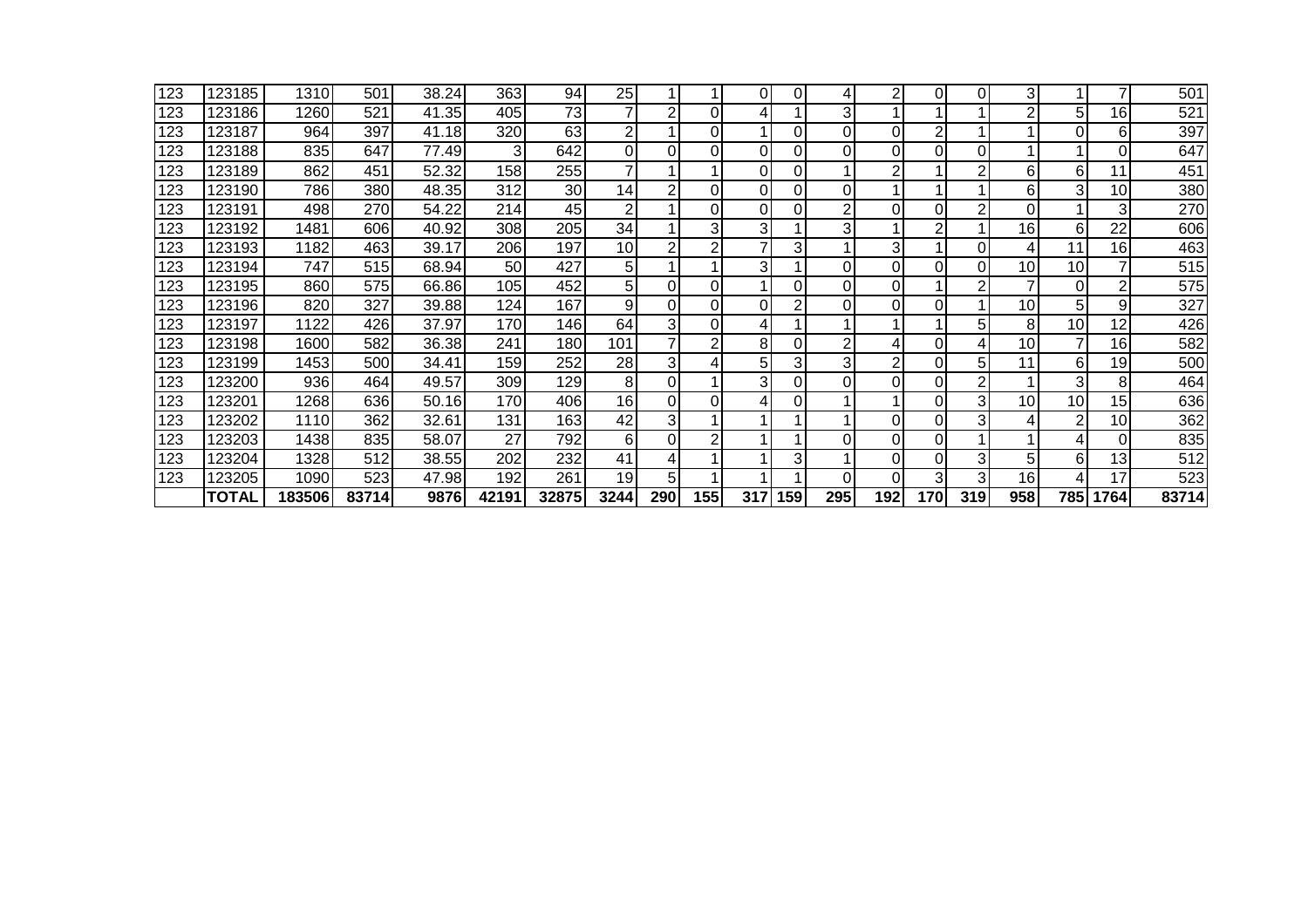| | | | | | | | | | | | | | | | | | | | | |
|---|---|---|---|---|---|---|---|---|---|---|---|---|---|---|---|---|---|---|---|---|
| 123 | 123185 | 1310 | 501 | 38.24 | 363 | 94 | 25 | 1 | 1 | 0 | 0 | 4 | 2 | 0 | 0 | 3 | 1 | 7 | 501 |
| 123 | 123186 | 1260 | 521 | 41.35 | 405 | 73 | 7 | 2 | 0 | 4 | 1 | 3 | 1 | 1 | 1 | 2 | 5 | 16 | 521 |
| 123 | 123187 | 964 | 397 | 41.18 | 320 | 63 | 2 | 1 | 0 | 1 | 0 | 0 | 0 | 2 | 1 | 1 | 0 | 6 | 397 |
| 123 | 123188 | 835 | 647 | 77.49 | 3 | 642 | 0 | 0 | 0 | 0 | 0 | 0 | 0 | 0 | 0 | 1 | 1 | 0 | 647 |
| 123 | 123189 | 862 | 451 | 52.32 | 158 | 255 | 7 | 1 | 1 | 0 | 0 | 1 | 2 | 1 | 2 | 6 | 6 | 11 | 451 |
| 123 | 123190 | 786 | 380 | 48.35 | 312 | 30 | 14 | 2 | 0 | 0 | 0 | 0 | 1 | 1 | 1 | 6 | 3 | 10 | 380 |
| 123 | 123191 | 498 | 270 | 54.22 | 214 | 45 | 2 | 1 | 0 | 0 | 0 | 2 | 0 | 0 | 2 | 0 | 1 | 3 | 270 |
| 123 | 123192 | 1481 | 606 | 40.92 | 308 | 205 | 34 | 1 | 3 | 3 | 1 | 3 | 1 | 2 | 1 | 16 | 6 | 22 | 606 |
| 123 | 123193 | 1182 | 463 | 39.17 | 206 | 197 | 10 | 2 | 2 | 7 | 3 | 1 | 3 | 1 | 0 | 4 | 11 | 16 | 463 |
| 123 | 123194 | 747 | 515 | 68.94 | 50 | 427 | 5 | 1 | 1 | 3 | 1 | 0 | 0 | 0 | 0 | 10 | 10 | 7 | 515 |
| 123 | 123195 | 860 | 575 | 66.86 | 105 | 452 | 5 | 0 | 0 | 1 | 0 | 0 | 0 | 1 | 2 | 7 | 0 | 2 | 575 |
| 123 | 123196 | 820 | 327 | 39.88 | 124 | 167 | 9 | 0 | 0 | 0 | 2 | 0 | 0 | 0 | 1 | 10 | 5 | 9 | 327 |
| 123 | 123197 | 1122 | 426 | 37.97 | 170 | 146 | 64 | 3 | 0 | 4 | 1 | 1 | 1 | 1 | 5 | 8 | 10 | 12 | 426 |
| 123 | 123198 | 1600 | 582 | 36.38 | 241 | 180 | 101 | 7 | 2 | 8 | 0 | 2 | 4 | 0 | 4 | 10 | 7 | 16 | 582 |
| 123 | 123199 | 1453 | 500 | 34.41 | 159 | 252 | 28 | 3 | 4 | 5 | 3 | 3 | 2 | 0 | 5 | 11 | 6 | 19 | 500 |
| 123 | 123200 | 936 | 464 | 49.57 | 309 | 129 | 8 | 0 | 1 | 3 | 0 | 0 | 0 | 0 | 2 | 1 | 3 | 8 | 464 |
| 123 | 123201 | 1268 | 636 | 50.16 | 170 | 406 | 16 | 0 | 0 | 4 | 0 | 1 | 1 | 0 | 3 | 10 | 10 | 15 | 636 |
| 123 | 123202 | 1110 | 362 | 32.61 | 131 | 163 | 42 | 3 | 1 | 1 | 1 | 1 | 0 | 0 | 3 | 4 | 2 | 10 | 362 |
| 123 | 123203 | 1438 | 835 | 58.07 | 27 | 792 | 6 | 0 | 2 | 1 | 1 | 0 | 0 | 0 | 1 | 1 | 4 | 0 | 835 |
| 123 | 123204 | 1328 | 512 | 38.55 | 202 | 232 | 41 | 4 | 1 | 1 | 3 | 1 | 0 | 0 | 3 | 5 | 6 | 13 | 512 |
| 123 | 123205 | 1090 | 523 | 47.98 | 192 | 261 | 19 | 5 | 1 | 1 | 1 | 0 | 0 | 3 | 3 | 16 | 4 | 17 | 523 |
| | **TOTAL** | **183506** | **83714** | **9876** | **42191** | **32875** | **3244** | **290** | **155** | **317** | **159** | **295** | **192** | **170** | **319** | **958** | **785** | **1764** | **83714** |